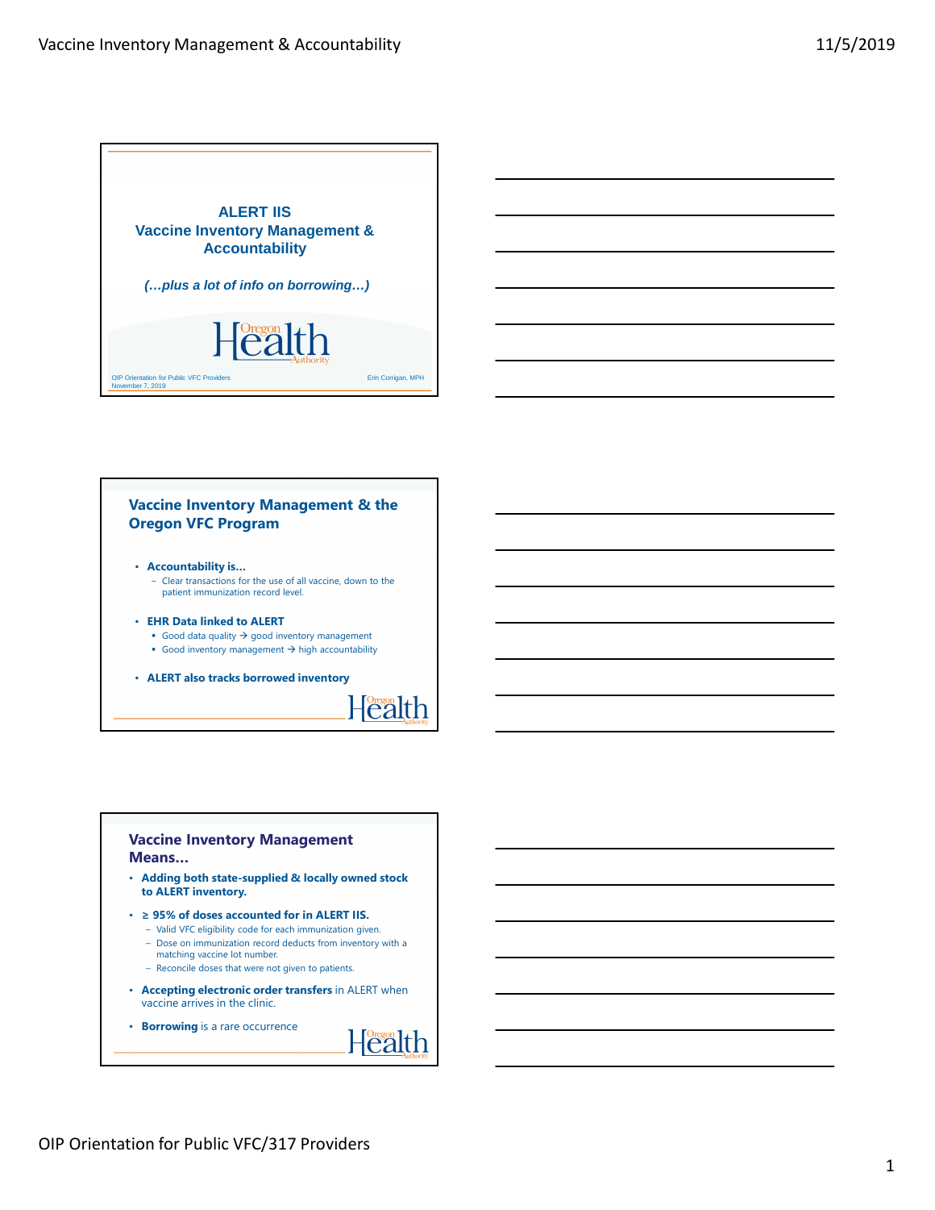# ALERT IIS Vaccine Inventory Management & Accountability

*(…plus a lot of info on borrowing…)*

Oregon Health Authority

OIP Orientation for Public VFC Providers
November 7, 2019

Erin Corrigan, MPH

## Vaccine Inventory Management & the Oregon VFC Program

- **Accountability is…**
  - Clear transactions for the use of all vaccine, down to the patient immunization record level.
- **EHR Data linked to ALERT**
  - Good data quality → good inventory management
  - Good inventory management → high accountability
- **ALERT also tracks borrowed inventory**

## Vaccine Inventory Management Means…

- **Adding both state-supplied & locally owned stock to ALERT inventory.**
- **≥ 95% of doses accounted for in ALERT IIS.**
  - Valid VFC eligibility code for each immunization given.
  - Dose on immunization record deducts from inventory with a matching vaccine lot number.
  - Reconcile doses that were not given to patients.
- **Accepting electronic order transfers** in ALERT when vaccine arrives in the clinic.
- **Borrowing** is a rare occurrence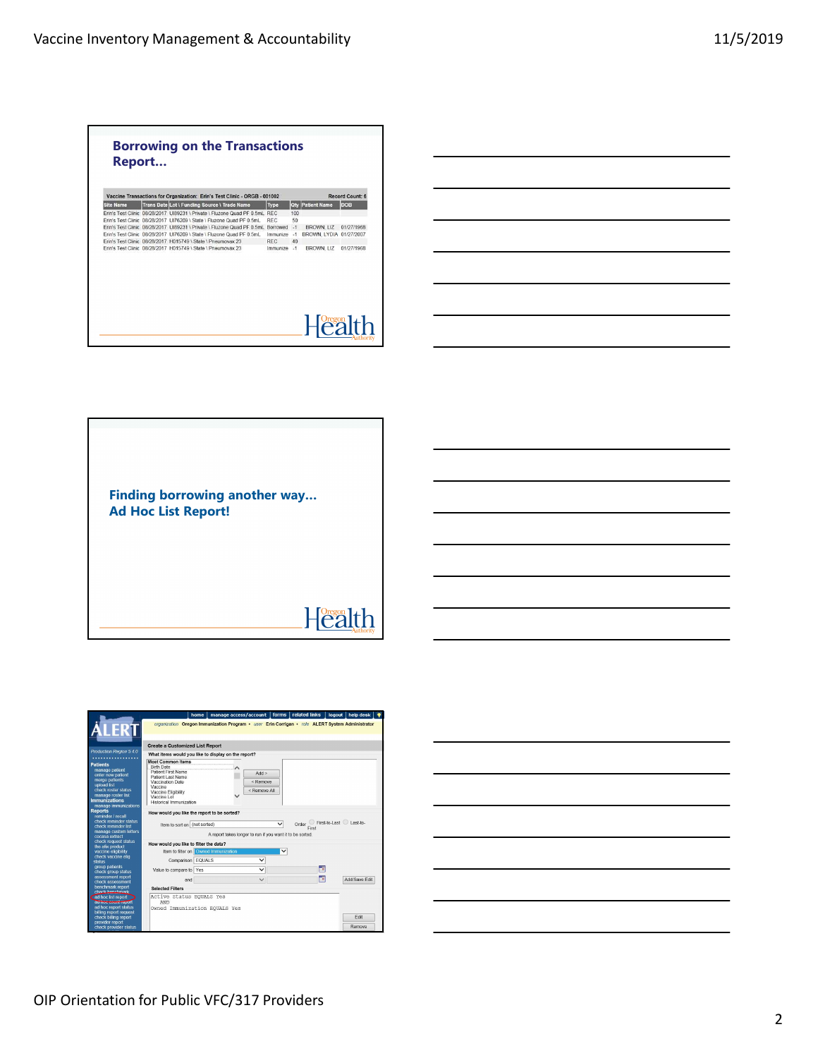## Borrowing on the Transactions Report…

| Vaccine Transactions for Organization: Erin's Test Clinic - ORGB - 001002 | | | | | | Record Count: 6 |
|---|---|---|---|---|---|---|
| Site Name | Trans Date | Lot \ Funding Source \ Trade Name | Type | Qty | Patient Name | DOB |
| Erin's Test Clinic | 08/28/2017 | UI89231 \ Private \ Fluzone Quad PF 0.5mL | REC | 100 | | |
| Erin's Test Clinic | 08/28/2017 | UI76209 \ State \ Fluzone Quad PF 0.5mL | REC | 50 | | |
| Erin's Test Clinic | 08/28/2017 | UI89231 \ Private \ Fluzone Quad PF 0.5mL | Borrowed | -1 | BROWN, LIZ | 01/27/1968 |
| Erin's Test Clinic | 08/28/2017 | UI76209 \ State \ Fluzone Quad PF 0.5mL | Immunize | -1 | BROWN, LYDIA | 01/27/2007 |
| Erin's Test Clinic | 08/28/2017 | H015749 \ State \ Pneumovax 23 | REC | 40 | | |
| Erin's Test Clinic | 08/28/2017 | H015749 \ State \ Pneumovax 23 | Immunize | -1 | BROWN, LIZ | 01/27/1968 |

## Finding borrowing another way… Ad Hoc List Report!

**Create a Customized List Report**

What items would you like to display on the report?

Most Common Items: Birth Date, Patient First Name, Patient Last Name, Vaccination Date, Vaccine, Vaccine Eligibility, Vaccine Lot, Historical Immunization

How would you like the report to be sorted?

Item to sort on: (not sorted) — Order: First-to-Last / Last-to-First

A report takes longer to run if you want it to be sorted.

How would you like to filter the data?

Item to filter on: Owned Immunization
Comparison: EQUALS
Value to compare to: Yes

Selected Filters:

```
Active Status EQUALS Yes
  AND
Owned Immunization EQUALS Yes
```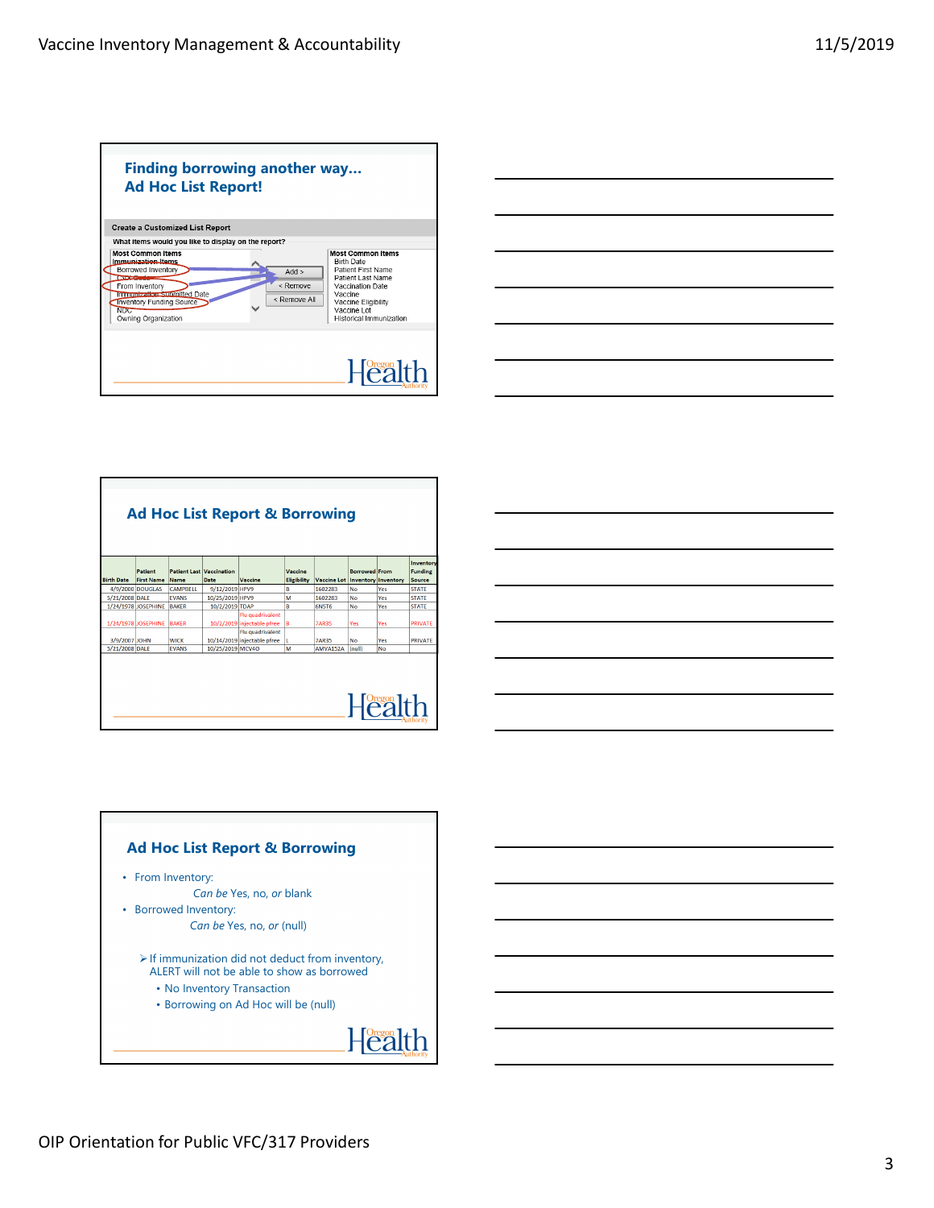## Finding borrowing another way… Ad Hoc List Report!

**Create a Customized List Report**

What items would you like to display on the report?

| Most Common Items | | Most Common Items |
|---|---|---|
| Immunization Items | Add > | Birth Date |
| Borrowed Inventory | < Remove | Patient First Name |
| CDC Date | < Remove All | Patient Last Name |
| From Inventory | | Vaccination Date |
| Immunization Submitted Date | | Vaccine |
| Inventory Funding Source | | Vaccine Eligibility |
| NDC | | Vaccine Lot |
| Owning Organization | | Historical Immunization |

## Ad Hoc List Report & Borrowing

| Birth Date | Patient First Name | Patient Last Name | Vaccination Date | Vaccine | Vaccine Eligibility | Vaccine Lot | Borrowed Inventory | From Inventory | Inventory Funding Source |
|---|---|---|---|---|---|---|---|---|---|
| 4/9/2000 | DOUGLAS | CAMPBELL | 9/12/2019 | HPV9 | B | 1602283 | No | Yes | STATE |
| 5/21/2008 | DALE | EVANS | 10/25/2019 | HPV9 | M | 1602283 | No | Yes | STATE |
| 1/24/1978 | JOSEPHINE | BAKER | 10/2/2019 | TDAP | B | 6NST6 | No | Yes | STATE |
| 1/24/1978 | JOSEPHINE | BAKER | 10/2/2019 | Flu quadrivalent injectable pfree | B | 7AR35 | Yes | Yes | PRIVATE |
| 3/9/2007 | JOHN | WICK | 10/14/2019 | Flu quadrivalent injectable pfree | L | 7AR35 | No | Yes | PRIVATE |
| 5/21/2008 | DALE | EVANS | 10/25/2019 | MCV4O | M | AMVA152A | (null) | No | |

## Ad Hoc List Report & Borrowing

- From Inventory:
  *Can be* Yes, no, *or* blank
- Borrowed Inventory:
  *Can be* Yes, no, *or* (null)

➢ If immunization did not deduct from inventory, ALERT will not be able to show as borrowed
  - No Inventory Transaction
  - Borrowing on Ad Hoc will be (null)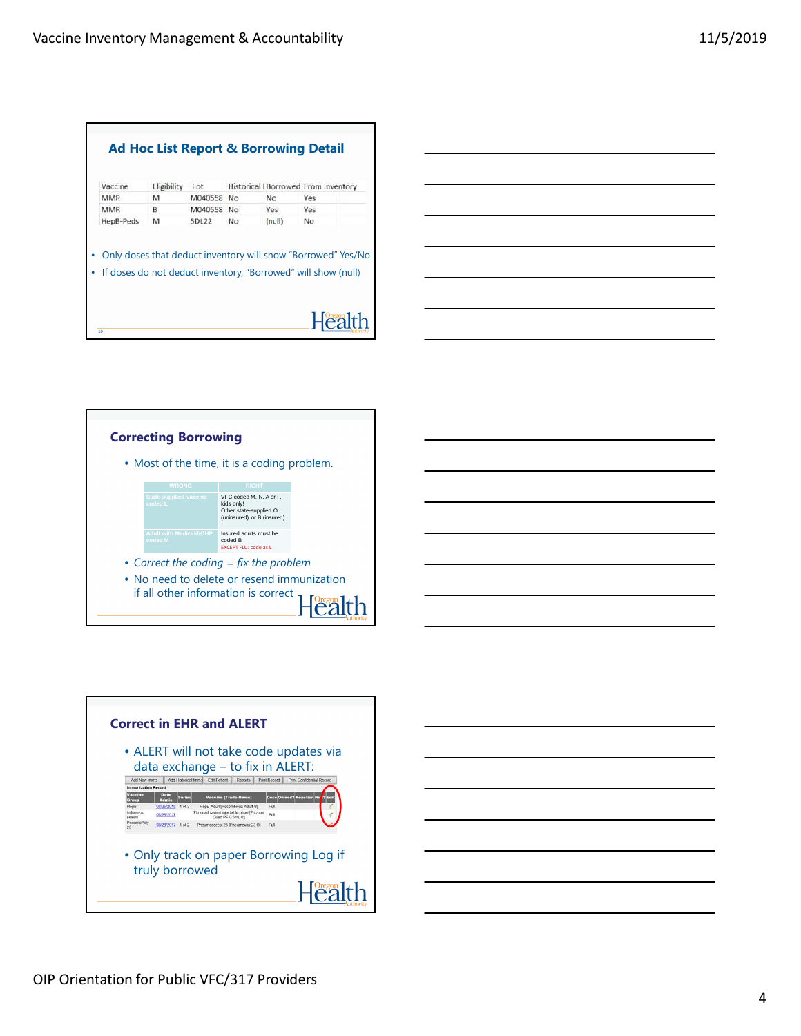## Ad Hoc List Report & Borrowing Detail

| Vaccine | Eligibility | Lot | Historical | Borrowed | From Inventory |
|---|---|---|---|---|---|
| MMR | M | M040558 | No | No | Yes |
| MMR | B | M040558 | No | Yes | Yes |
| HepB-Peds | M | 5DL22 | No | (null) | No |

- Only doses that deduct inventory will show "Borrowed" Yes/No
- If doses do not deduct inventory, "Borrowed" will show (null)

## Correcting Borrowing

- Most of the time, it is a coding problem.

| WRONG | RIGHT |
|---|---|
| State-supplied vaccine coded L | VFC coded M, N, A or F, kids only! Other state-supplied O (uninsured) or B (insured) |
| Adult with Medicaid/OHP coded M | Insured adults must be coded B EXCEPT FLU: code as L |

- *Correct the coding = fix the problem*
- No need to delete or resend immunization if all other information is correct

## Correct in EHR and ALERT

- ALERT will not take code updates via data exchange – to fix in ALERT:

| Vaccine Group | Date Admin | Series | Vaccine [Trade Name] | Dose | Owned? | Reaction | Hist? | Edit |
|---|---|---|---|---|---|---|---|---|
| HepB | 08/25/2015 | 1 of 3 | HepB Adult [Recombivax-Adult ®] | Full | | | | |
| Influenza-seasonal | 08/29/2017 | | Flu quadrivalent injectable pfree [Flucelvax Quad PF 0.5mL ®] | Full | | | | |
| Pneumo/Poly 23 | 08/29/2017 | 1 of 2 | Pneumococcal 23 [Pneumovax 23 ®] | Full | | | | |

- Only track on paper Borrowing Log if truly borrowed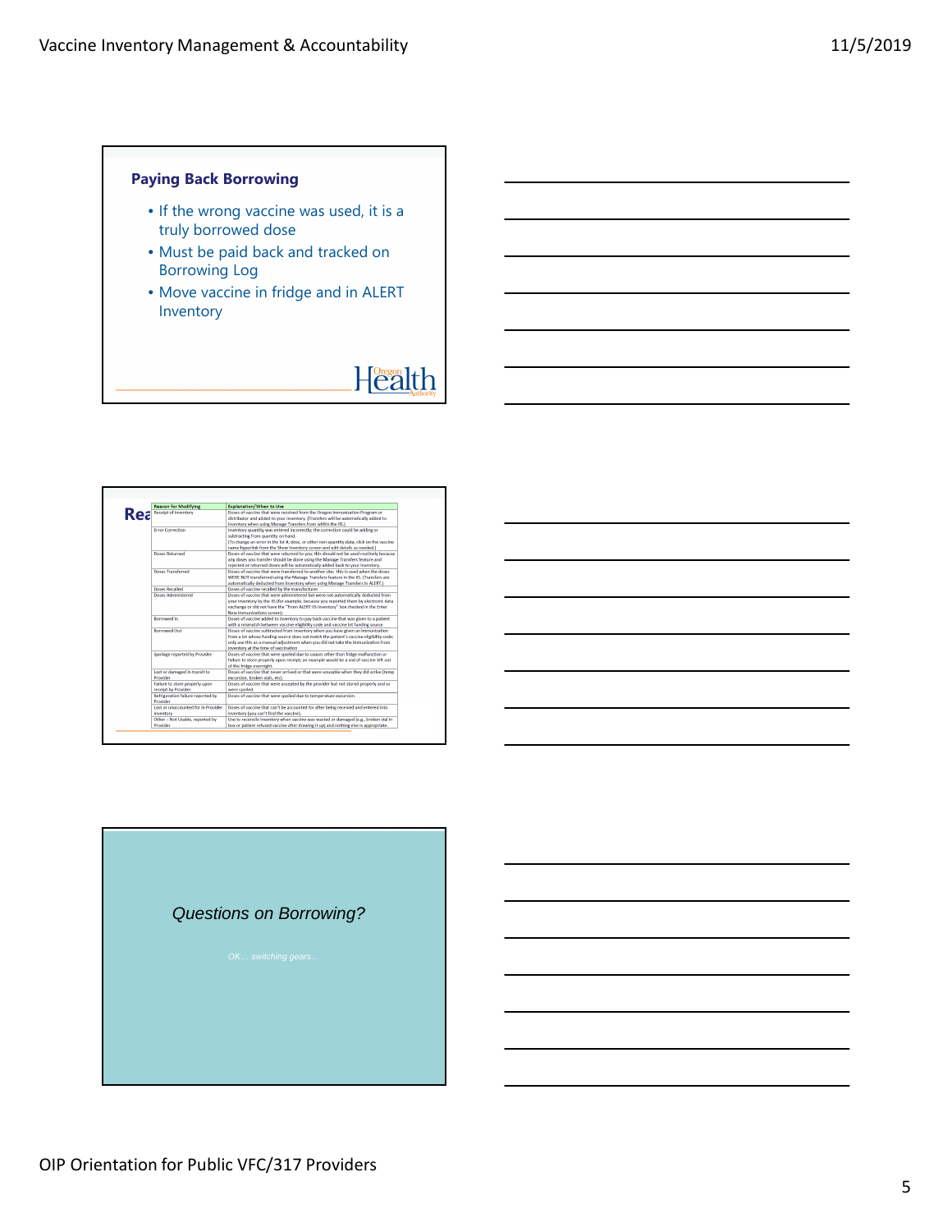## Paying Back Borrowing

- If the wrong vaccine was used, it is a truly borrowed dose
- Must be paid back and tracked on Borrowing Log
- Move vaccine in fridge and in ALERT Inventory

## Rea

| Reason for Modifying | Explanation/When to Use |
| --- | --- |
| Receipt of Inventory | Doses of vaccine that were received from the Oregon Immunization Program or distributor and added to your inventory. (Transfers will be automatically added to inventory when using Manage Transfers from within the IIS.) |
| Error Correction | Inventory quantity was entered incorrectly; the correction could be adding or subtracting from quantity on hand. (To change an error in the lot #, dose, or other non-quantity data, click on the vaccine name hyperlink from the Show Inventory screen and edit details as needed.) |
| Doses Returned | Doses of vaccine that were returned to you; this should not be used routinely because any doses you transfer should be done using the Manage Transfers feature and rejected or returned doses will be automatically added back to your inventory. |
| Doses Transferred | Doses of vaccine that were transferred to another site; this is used when the doses WERE NOT transferred using the Manage Transfers feature in the IIS. (Transfers are automatically deducted from inventory when using Manage Transfers in ALERT.) |
| Doses Recalled | Doses of vaccine recalled by the manufacturer. |
| Doses Administered | Doses of vaccine that were administered but were not automatically deducted from your inventory by the IIS (for example, because you reported them by electronic data exchange or did not have the "From ALERT IIS Inventory" box checked in the Enter New Immunizations screen). |
| Borrowed In | Doses of vaccine added to inventory to pay back vaccine that was given to a patient with a mismatch between vaccine eligibility code and vaccine lot funding source |
| Borrowed Out | Doses of vaccine subtracted from inventory when you have given an immunization from a lot whose funding source does not match the patient's vaccine eligibility code; only use this as a manual adjustment when you did not take the immunization from inventory at the time of vaccination |
| Spoilage reported by Provider | Doses of vaccine that were spoiled due to causes other than fridge malfunction or failure to store properly upon receipt; an example would be a vial of vaccine left out of the fridge overnight. |
| Lost or damaged in transit to Provider | Doses of vaccine that never arrived or that were unusable when they did arrive (temp excursion, broken vials, etc). |
| Failure to store properly upon receipt by Provider | Doses of vaccine that were accepted by the provider but not stored properly and so were spoiled. |
| Refrigeration failure reported by Provider | Doses of vaccine that were spoiled due to temperature excursion. |
| Lost or unaccounted for in Provider inventory | Doses of vaccine that can't be accounted for after being received and entered into inventory (you can't find the vaccine). |
| Other – Not Usable, reported by Provider | Use to reconcile inventory when vaccine was wasted or damaged (e.g., broken vial in box or patient refused vaccine after drawing it up) and nothing else is appropriate. |

*Questions on Borrowing?*

*OK… switching gears…*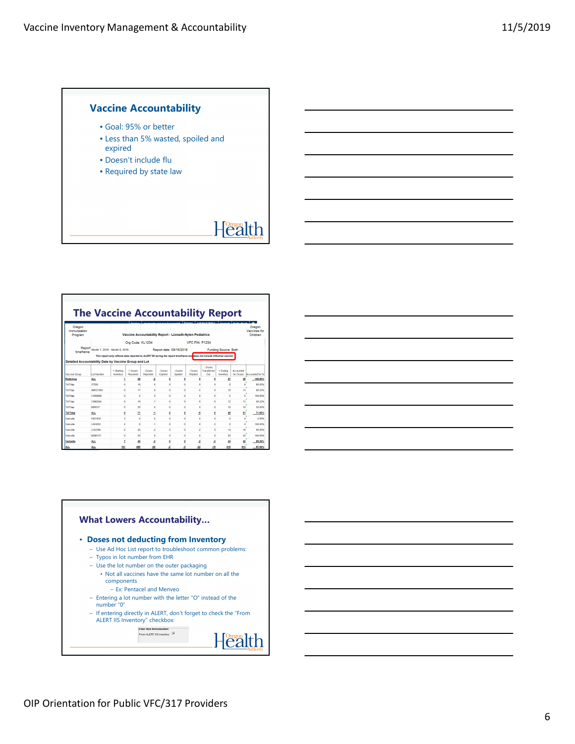## Vaccine Accountability

- Goal: 95% or better
- Less than 5% wasted, spoiled and expired
- Doesn't include flu
- Required by state law

## The Vaccine Accountability Report

Oregon Immunization Program

Vaccine Accountability Report - Lionadh-Nylen Pediatrics

Oregon Vaccines for Children

Org Code: KL1234 VFC PIN: P1234

Report timeframe: Month 7, 2016 - Month 8, 2016 Report date: 09/16/2016 Funding Source: Both

*This report only reflects data reported to ALERT IIS during the report timeframe and does not include influenza vaccine.*

Detailed Accountability Data by Vaccine Group and Lot

| Vaccine Group | Lot Number | + Starting Inventory | + Doses Received | - Doses Reported | - Doses Expired | - Doses Spoiled | - Doses Wasted | - Doses Transferred Out | + Ending Inventory | Accounted for Doses | Accounted for % |
|---|---|---|---|---|---|---|---|---|---|---|---|
| Rotavirus | ALL | 1 | 28 | -2 | 0 | 0 | 0 | 0 | 27 | 28 | 100.00% |
| Td/Tdap | 2739X | 0 | 10 | 0 | 0 | 0 | 0 | 0 | 8 | 8 | 80.00% |
| Td/Tdap | AHH21995 | 0 | 17 | 0 | 0 | 0 | -5 | 0 | 10 | 15 | 88.24% |
| Td/Tdap | C4890BA | 0 | 5 | 0 | 0 | 0 | 0 | 0 | 5 | 5 | 100.00% |
| Td/Tdap | C8902AA | 0 | 19 | -1 | 0 | 0 | 0 | 0 | 12 | 13 | 68.42% |
| Td/Tdap | M06537 | 0 | 20 | 0 | 0 | 0 | 0 | 0 | 10 | 10 | 50.00% |
| Td/Tdap | ALL | 0 | 71 | -1 | 0 | 0 | -5 | 0 | 45 | 51 | 71.83% |
| Varicella | K021933 | 3 | 0 | 0 | 0 | 0 | 0 | 0 | 0 | 0 | 0.00% |
| Varicella | L024252 | 4 | 0 | -1 | 0 | 0 | 0 | -3 | 0 | 4 | 100.00% |
| Varicella | L032386 | 0 | 20 | -2 | 0 | 0 | -2 | 0 | 14 | 18 | 90.00% |
| Varicella | M090157 | 0 | 20 | 0 | 0 | 0 | 0 | 0 | 20 | 20 | 100.00% |
| Varicella | ALL | 7 | 40 | -3 | 0 | 0 | -2 | -3 | 34 | 42 | 89.36% |
| ALL | ALL | 101 | 485 | -62 | -2 | -3 | -22 | -10 | 415 | 513 | 87.54% |

## What Lowers Accountability…

- **Doses not deducting from Inventory**
  - Use Ad Hoc List report to troubleshoot common problems:
  - Typos in lot number from EHR
  - Use the lot number on the outer packaging
    - Not all vaccines have the same lot number on all the components
      - Ex: Pentacel and Menveo
  - Entering a lot number with the letter "O" instead of the number "0"
  - If entering directly in ALERT, don't forget to check the "From ALERT IIS Inventory" checkbox:

Enter New Immunization
From ALERT IIS Inventory ☑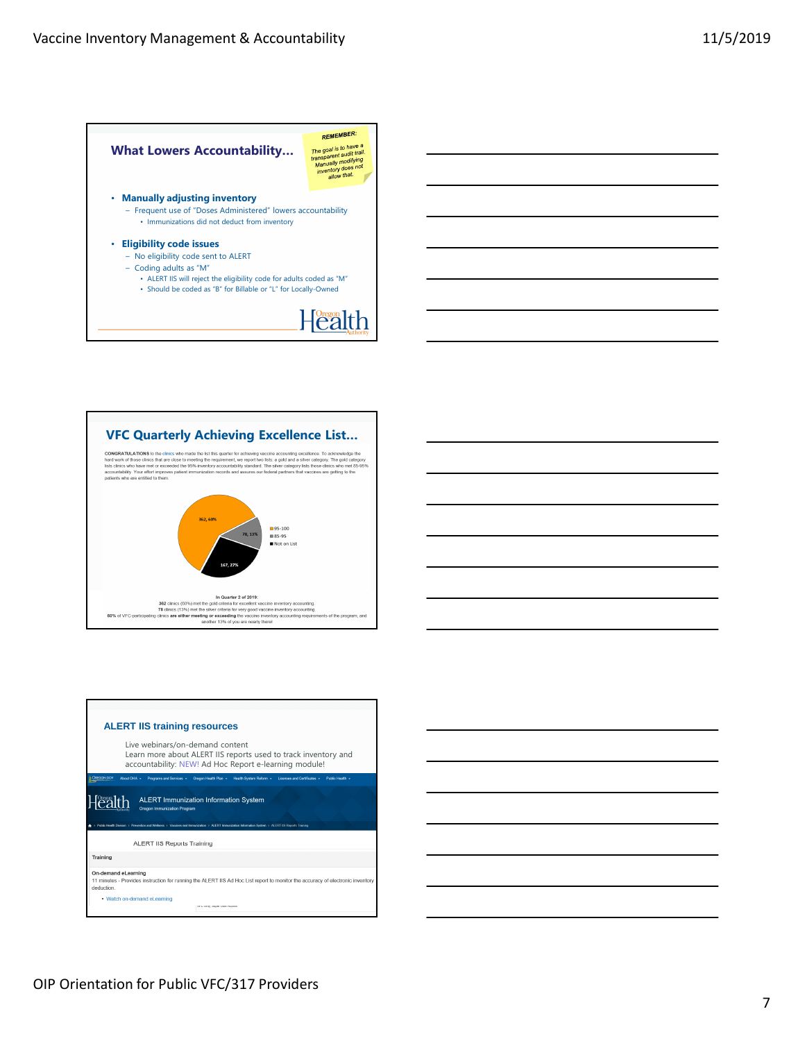## What Lowers Accountability…

*REMEMBER: The goal is to have a transparent audit trail. Manually modifying inventory does not allow that.*

- **Manually adjusting inventory**
  - Frequent use of "Doses Administered" lowers accountability
    - Immunizations did not deduct from inventory
- **Eligibility code issues**
  - No eligibility code sent to ALERT
  - Coding adults as "M"
    - ALERT IIS will reject the eligibility code for adults coded as "M"
    - Should be coded as "B" for Billable or "L" for Locally-Owned

## VFC Quarterly Achieving Excellence List…

**CONGRATULATIONS** to the clinics who made the list this quarter for achieving vaccine accounting excellence. To acknowledge the hard work of those clinics that are close to meeting the requirement, we report two lists: a gold and a silver category. The gold category lists clinics who have met or exceeded the 95% inventory accountability standard. The silver category lists those clinics who met 85-95% accountability. Your effort improves patient immunization records and assures our federal partners that vaccines are getting to the patients who are entitled to them.

| Category | Clinics, % |
| --- | --- |
| 95-100 | 362, 60% |
| 85-95 | 78, 13% |
| Not on List | 167, 27% |

**In Quarter 2 of 2019:**
**362** clinics (60%) met the gold criteria for excellent vaccine inventory accounting.
**78** clinics (13%) met the silver criteria for very good vaccine inventory accounting.
**60%** of VFC-participating clinics **are either meeting or exceeding** the vaccine inventory accounting requirements of the program, and another 13% of you are nearly there!

## ALERT IIS training resources

Live webinars/on-demand content
Learn more about ALERT IIS reports used to track inventory and accountability: NEW! Ad Hoc Report e-learning module!

ALERT Immunization Information System
Oregon Immunization Program

ALERT IIS Reports Training

Training

On-demand eLearning
11 minutes - Provides instruction for running the ALERT IIS Ad Hoc List report to monitor the accuracy of electronic inventory deduction.

- Watch on-demand eLearning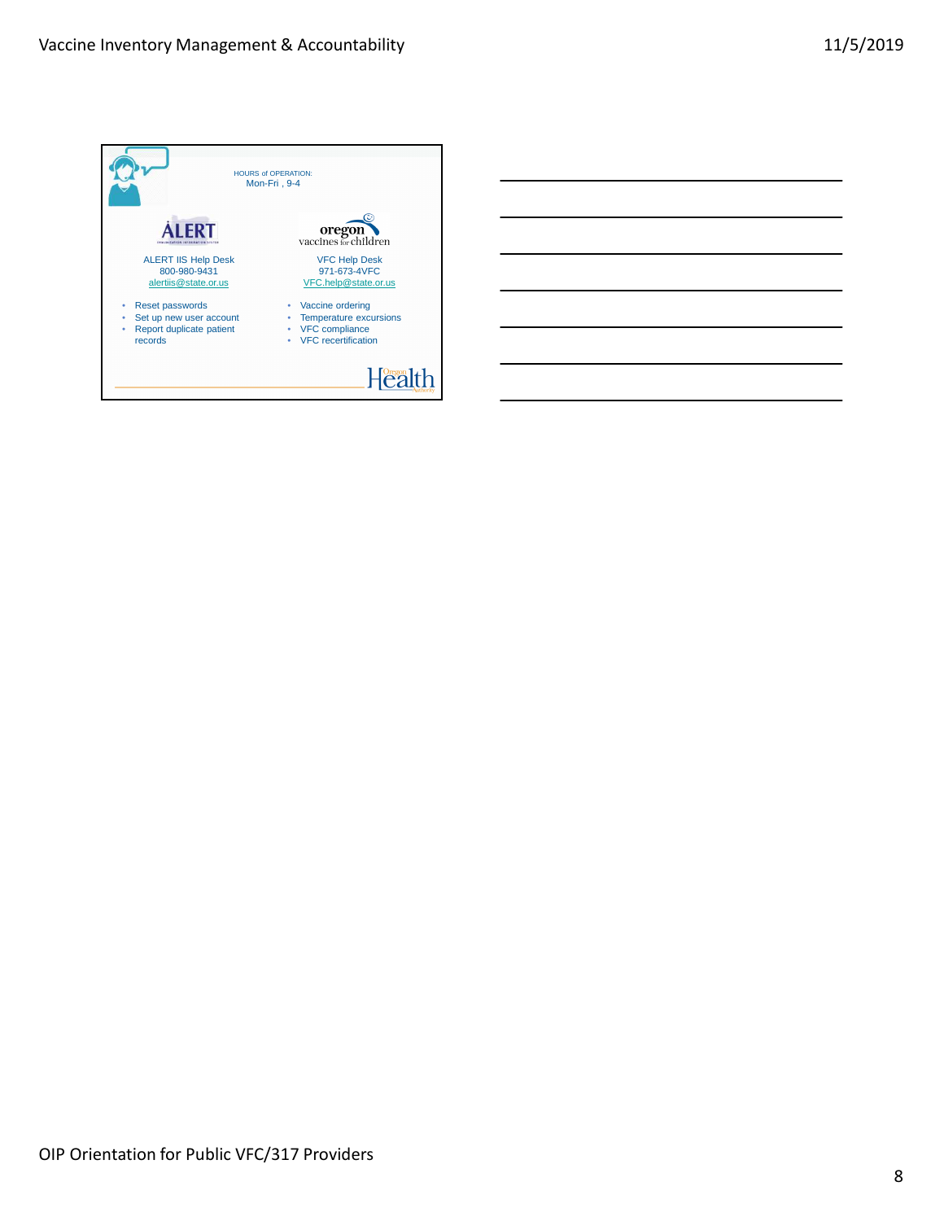HOURS of OPERATION:
Mon-Fri , 9-4

ALERT

ALERT IIS Help Desk
800-980-9431
alertiis@state.or.us

- Reset passwords
- Set up new user account
- Report duplicate patient records

oregon vaccines for children

VFC Help Desk
971-673-4VFC
VFC.help@state.or.us

- Vaccine ordering
- Temperature excursions
- VFC compliance
- VFC recertification

Oregon Health Authority